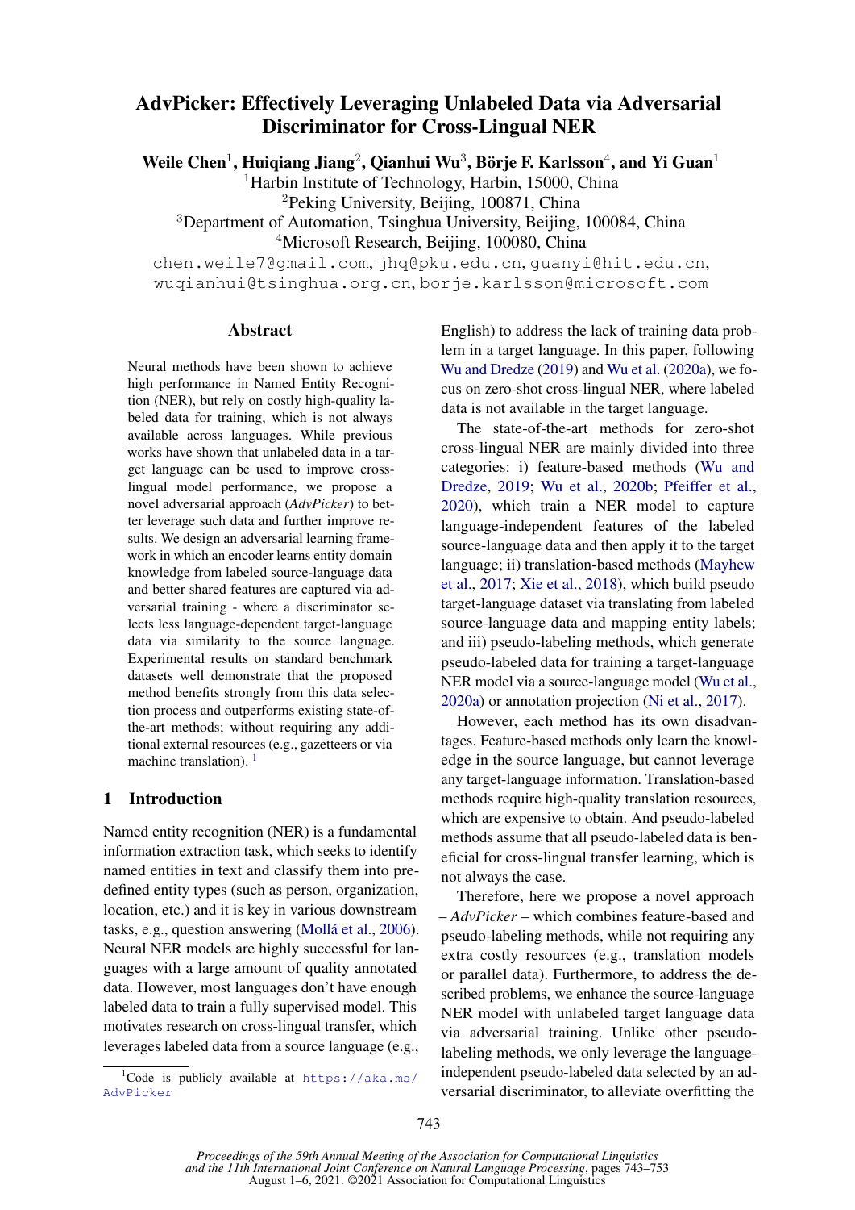# AdvPicker: Effectively Leveraging Unlabeled Data via Adversarial Discriminator for Cross-Lingual NER

**Weile Chen**[1], **Huiqiang Jiang**[2], **Qianhui Wu**[3], **Börje F. Karlsson**[4], **and Yi Guan**[1]

[1]Harbin Institute of Technology, Harbin, 15000, China
[2]Peking University, Beijing, 100871, China
[3]Department of Automation, Tsinghua University, Beijing, 100084, China
[4]Microsoft Research, Beijing, 100080, China

chen.weile7@gmail.com, jhq@pku.edu.cn, guanyi@hit.edu.cn, wuqianhui@tsinghua.org.cn, borje.karlsson@microsoft.com

## Abstract

Neural methods have been shown to achieve high performance in Named Entity Recognition (NER), but rely on costly high-quality labeled data for training, which is not always available across languages. While previous works have shown that unlabeled data in a target language can be used to improve cross-lingual model performance, we propose a novel adversarial approach (*AdvPicker*) to better leverage such data and further improve results. We design an adversarial learning framework in which an encoder learns entity domain knowledge from labeled source-language data and better shared features are captured via adversarial training - where a discriminator selects less language-dependent target-language data via similarity to the source language. Experimental results on standard benchmark datasets well demonstrate that the proposed method benefits strongly from this data selection process and outperforms existing state-of-the-art methods; without requiring any additional external resources (e.g., gazetteers or via machine translation). [1]

## 1 Introduction

Named entity recognition (NER) is a fundamental information extraction task, which seeks to identify named entities in text and classify them into predefined entity types (such as person, organization, location, etc.) and it is key in various downstream tasks, e.g., question answering (Mollá et al., 2006). Neural NER models are highly successful for languages with a large amount of quality annotated data. However, most languages don't have enough labeled data to train a fully supervised model. This motivates research on cross-lingual transfer, which leverages labeled data from a source language (e.g., English) to address the lack of training data problem in a target language. In this paper, following Wu and Dredze (2019) and Wu et al. (2020a), we focus on zero-shot cross-lingual NER, where labeled data is not available in the target language.

The state-of-the-art methods for zero-shot cross-lingual NER are mainly divided into three categories: i) feature-based methods (Wu and Dredze, 2019; Wu et al., 2020b; Pfeiffer et al., 2020), which train a NER model to capture language-independent features of the labeled source-language data and then apply it to the target language; ii) translation-based methods (Mayhew et al., 2017; Xie et al., 2018), which build pseudo target-language dataset via translating from labeled source-language data and mapping entity labels; and iii) pseudo-labeling methods, which generate pseudo-labeled data for training a target-language NER model via a source-language model (Wu et al., 2020a) or annotation projection (Ni et al., 2017).

However, each method has its own disadvantages. Feature-based methods only learn the knowledge in the source language, but cannot leverage any target-language information. Translation-based methods require high-quality translation resources, which are expensive to obtain. And pseudo-labeled methods assume that all pseudo-labeled data is beneficial for cross-lingual transfer learning, which is not always the case.

Therefore, here we propose a novel approach – *AdvPicker* – which combines feature-based and pseudo-labeling methods, while not requiring any extra costly resources (e.g., translation models or parallel data). Furthermore, to address the described problems, we enhance the source-language NER model with unlabeled target language data via adversarial training. Unlike other pseudo-labeling methods, we only leverage the language-independent pseudo-labeled data selected by an adversarial discriminator, to alleviate overfitting the

[1]Code is publicly available at https://aka.ms/AdvPicker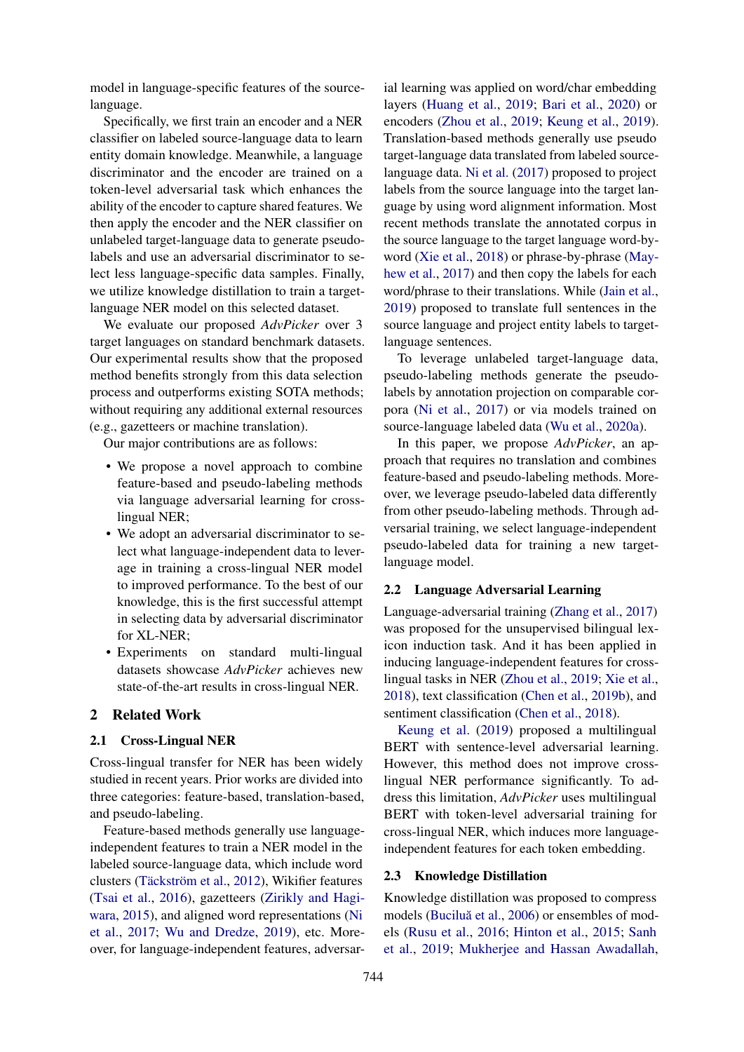model in language-specific features of the source-language.

Specifically, we first train an encoder and a NER classifier on labeled source-language data to learn entity domain knowledge. Meanwhile, a language discriminator and the encoder are trained on a token-level adversarial task which enhances the ability of the encoder to capture shared features. We then apply the encoder and the NER classifier on unlabeled target-language data to generate pseudo-labels and use an adversarial discriminator to select less language-specific data samples. Finally, we utilize knowledge distillation to train a target-language NER model on this selected dataset.

We evaluate our proposed *AdvPicker* over 3 target languages on standard benchmark datasets. Our experimental results show that the proposed method benefits strongly from this data selection process and outperforms existing SOTA methods; without requiring any additional external resources (e.g., gazetteers or machine translation).

Our major contributions are as follows:

- We propose a novel approach to combine feature-based and pseudo-labeling methods via language adversarial learning for cross-lingual NER;
- We adopt an adversarial discriminator to select what language-independent data to leverage in training a cross-lingual NER model to improved performance. To the best of our knowledge, this is the first successful attempt in selecting data by adversarial discriminator for XL-NER;
- Experiments on standard multi-lingual datasets showcase *AdvPicker* achieves new state-of-the-art results in cross-lingual NER.

## 2 Related Work

### 2.1 Cross-Lingual NER

Cross-lingual transfer for NER has been widely studied in recent years. Prior works are divided into three categories: feature-based, translation-based, and pseudo-labeling.

Feature-based methods generally use language-independent features to train a NER model in the labeled source-language data, which include word clusters (Täckström et al., 2012), Wikifier features (Tsai et al., 2016), gazetteers (Zirikly and Hagiwara, 2015), and aligned word representations (Ni et al., 2017; Wu and Dredze, 2019), etc. Moreover, for language-independent features, adversarial learning was applied on word/char embedding layers (Huang et al., 2019; Bari et al., 2020) or encoders (Zhou et al., 2019; Keung et al., 2019). Translation-based methods generally use pseudo target-language data translated from labeled source-language data. Ni et al. (2017) proposed to project labels from the source language into the target language by using word alignment information. Most recent methods translate the annotated corpus in the source language to the target language word-by-word (Xie et al., 2018) or phrase-by-phrase (Mayhew et al., 2017) and then copy the labels for each word/phrase to their translations. While (Jain et al., 2019) proposed to translate full sentences in the source language and project entity labels to target-language sentences.

To leverage unlabeled target-language data, pseudo-labeling methods generate the pseudo-labels by annotation projection on comparable corpora (Ni et al., 2017) or via models trained on source-language labeled data (Wu et al., 2020a).

In this paper, we propose *AdvPicker*, an approach that requires no translation and combines feature-based and pseudo-labeling methods. Moreover, we leverage pseudo-labeled data differently from other pseudo-labeling methods. Through adversarial training, we select language-independent pseudo-labeled data for training a new target-language model.

### 2.2 Language Adversarial Learning

Language-adversarial training (Zhang et al., 2017) was proposed for the unsupervised bilingual lexicon induction task. And it has been applied in inducing language-independent features for cross-lingual tasks in NER (Zhou et al., 2019; Xie et al., 2018), text classification (Chen et al., 2019b), and sentiment classification (Chen et al., 2018).

Keung et al. (2019) proposed a multilingual BERT with sentence-level adversarial learning. However, this method does not improve cross-lingual NER performance significantly. To address this limitation, *AdvPicker* uses multilingual BERT with token-level adversarial training for cross-lingual NER, which induces more language-independent features for each token embedding.

### 2.3 Knowledge Distillation

Knowledge distillation was proposed to compress models (Buciluă et al., 2006) or ensembles of models (Rusu et al., 2016; Hinton et al., 2015; Sanh et al., 2019; Mukherjee and Hassan Awadallah,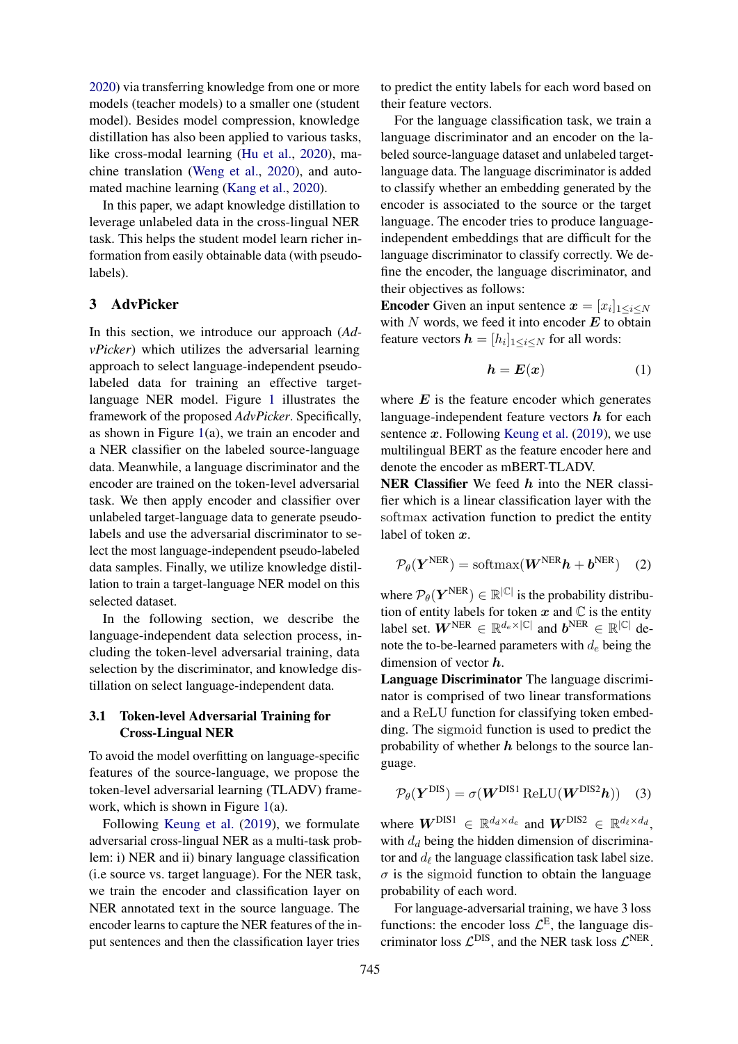2020) via transferring knowledge from one or more models (teacher models) to a smaller one (student model). Besides model compression, knowledge distillation has also been applied to various tasks, like cross-modal learning (Hu et al., 2020), machine translation (Weng et al., 2020), and automated machine learning (Kang et al., 2020).

In this paper, we adapt knowledge distillation to leverage unlabeled data in the cross-lingual NER task. This helps the student model learn richer information from easily obtainable data (with pseudo-labels).

## 3 AdvPicker

In this section, we introduce our approach (*AdvPicker*) which utilizes the adversarial learning approach to select language-independent pseudo-labeled data for training an effective target-language NER model. Figure 1 illustrates the framework of the proposed *AdvPicker*. Specifically, as shown in Figure 1(a), we train an encoder and a NER classifier on the labeled source-language data. Meanwhile, a language discriminator and the encoder are trained on the token-level adversarial task. We then apply encoder and classifier over unlabeled target-language data to generate pseudo-labels and use the adversarial discriminator to select the most language-independent pseudo-labeled data samples. Finally, we utilize knowledge distillation to train a target-language NER model on this selected dataset.

In the following section, we describe the language-independent data selection process, including the token-level adversarial training, data selection by the discriminator, and knowledge distillation on select language-independent data.

### 3.1 Token-level Adversarial Training for Cross-Lingual NER

To avoid the model overfitting on language-specific features of the source-language, we propose the token-level adversarial learning (TLADV) framework, which is shown in Figure 1(a).

Following Keung et al. (2019), we formulate adversarial cross-lingual NER as a multi-task problem: i) NER and ii) binary language classification (i.e source vs. target language). For the NER task, we train the encoder and classification layer on NER annotated text in the source language. The encoder learns to capture the NER features of the input sentences and then the classification layer tries to predict the entity labels for each word based on their feature vectors.

For the language classification task, we train a language discriminator and an encoder on the labeled source-language dataset and unlabeled target-language data. The language discriminator is added to classify whether an embedding generated by the encoder is associated to the source or the target language. The encoder tries to produce language-independent embeddings that are difficult for the language discriminator to classify correctly. We define the encoder, the language discriminator, and their objectives as follows:

**Encoder** Given an input sentence $\boldsymbol{x} = [x_i]_{1 \leq i \leq N}$ with $N$ words, we feed it into encoder $\boldsymbol{E}$ to obtain feature vectors $\boldsymbol{h} = [h_i]_{1 \leq i \leq N}$ for all words:

$$\boldsymbol{h} = \boldsymbol{E}(\boldsymbol{x}) \tag{1}$$

where $\boldsymbol{E}$ is the feature encoder which generates language-independent feature vectors $\boldsymbol{h}$ for each sentence $\boldsymbol{x}$. Following Keung et al. (2019), we use multilingual BERT as the feature encoder here and denote the encoder as mBERT-TLADV.

**NER Classifier** We feed $\boldsymbol{h}$ into the NER classifier which is a linear classification layer with the $\mathrm{softmax}$ activation function to predict the entity label of token $\boldsymbol{x}$.

$$\mathcal{P}_\theta(\boldsymbol{Y}^{\text{NER}}) = \mathrm{softmax}(\boldsymbol{W}^{\text{NER}}\boldsymbol{h} + \boldsymbol{b}^{\text{NER}}) \tag{2}$$

where $\mathcal{P}_\theta(\boldsymbol{Y}^{\text{NER}}) \in \mathbb{R}^{|\mathbb{C}|}$ is the probability distribution of entity labels for token $\boldsymbol{x}$ and $\mathbb{C}$ is the entity label set. $\boldsymbol{W}^{\text{NER}} \in \mathbb{R}^{d_e \times |\mathbb{C}|}$ and $\boldsymbol{b}^{\text{NER}} \in \mathbb{R}^{|\mathbb{C}|}$ denote the to-be-learned parameters with $d_e$ being the dimension of vector $\boldsymbol{h}$.

**Language Discriminator** The language discriminator is comprised of two linear transformations and a $\mathrm{ReLU}$ function for classifying token embedding. The $\mathrm{sigmoid}$ function is used to predict the probability of whether $\boldsymbol{h}$ belongs to the source language.

$$\mathcal{P}_\theta(\boldsymbol{Y}^{\text{DIS}}) = \sigma(\boldsymbol{W}^{\text{DIS1}}\,\mathrm{ReLU}(\boldsymbol{W}^{\text{DIS2}}\boldsymbol{h})) \tag{3}$$

where $\boldsymbol{W}^{\text{DIS1}} \in \mathbb{R}^{d_d \times d_e}$ and $\boldsymbol{W}^{\text{DIS2}} \in \mathbb{R}^{d_\ell \times d_d}$, with $d_d$ being the hidden dimension of discriminator and $d_\ell$ the language classification task label size. $\sigma$ is the $\mathrm{sigmoid}$ function to obtain the language probability of each word.

For language-adversarial training, we have 3 loss functions: the encoder loss $\mathcal{L}^{\text{E}}$, the language discriminator loss $\mathcal{L}^{\text{DIS}}$, and the NER task loss $\mathcal{L}^{\text{NER}}$.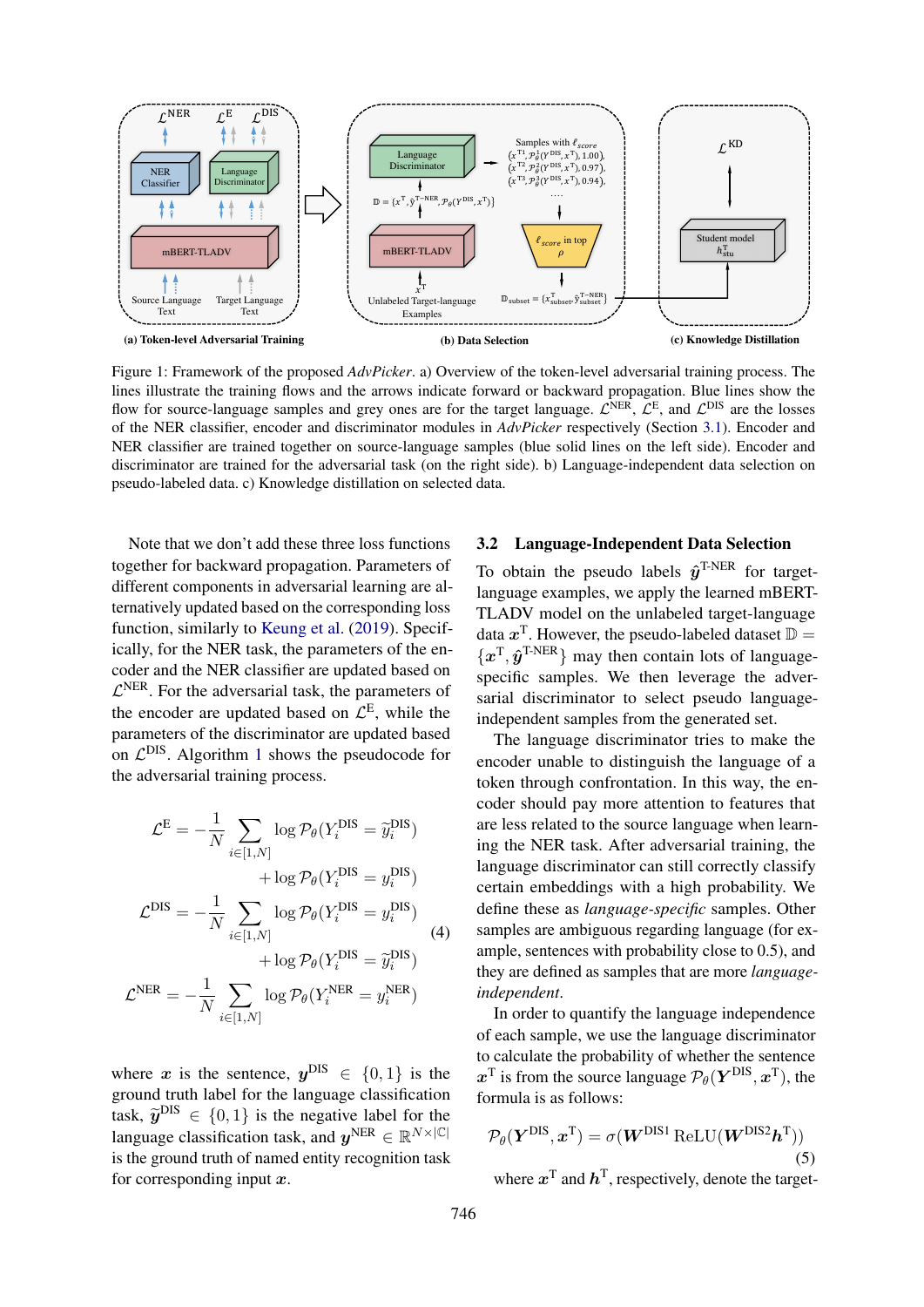Figure 1: Framework of the proposed *AdvPicker*. a) Overview of the token-level adversarial training process. The lines illustrate the training flows and the arrows indicate forward or backward propagation. Blue lines show the flow for source-language samples and grey ones are for the target language. $\mathcal{L}^{\text{NER}}$, $\mathcal{L}^{\text{E}}$, and $\mathcal{L}^{\text{DIS}}$ are the losses of the NER classifier, encoder and discriminator modules in *AdvPicker* respectively (Section 3.1). Encoder and NER classifier are trained together on source-language samples (blue solid lines on the left side). Encoder and discriminator are trained for the adversarial task (on the right side). b) Language-independent data selection on pseudo-labeled data. c) Knowledge distillation on selected data.

Note that we don't add these three loss functions together for backward propagation. Parameters of different components in adversarial learning are alternatively updated based on the corresponding loss function, similarly to Keung et al. (2019). Specifically, for the NER task, the parameters of the encoder and the NER classifier are updated based on $\mathcal{L}^{\text{NER}}$. For the adversarial task, the parameters of the encoder are updated based on $\mathcal{L}^{\text{E}}$, while the parameters of the discriminator are updated based on $\mathcal{L}^{\text{DIS}}$. Algorithm 1 shows the pseudocode for the adversarial training process.

$$
\begin{aligned}
\mathcal{L}^{\text{E}} &= -\frac{1}{N}\sum_{i\in[1,N]} \log \mathcal{P}_\theta(Y_i^{\text{DIS}} = \widetilde{y}_i^{\text{DIS}}) \\
&\qquad + \log \mathcal{P}_\theta(Y_i^{\text{DIS}} = y_i^{\text{DIS}}) \\
\mathcal{L}^{\text{DIS}} &= -\frac{1}{N}\sum_{i\in[1,N]} \log \mathcal{P}_\theta(Y_i^{\text{DIS}} = y_i^{\text{DIS}}) \\
&\qquad + \log \mathcal{P}_\theta(Y_i^{\text{DIS}} = \widetilde{y}_i^{\text{DIS}}) \\
\mathcal{L}^{\text{NER}} &= -\frac{1}{N}\sum_{i\in[1,N]} \log \mathcal{P}_\theta(Y_i^{\text{NER}} = y_i^{\text{NER}})
\end{aligned} \tag{4}
$$

where $\boldsymbol{x}$ is the sentence, $\boldsymbol{y}^{\text{DIS}} \in \{0,1\}$ is the ground truth label for the language classification task, $\widetilde{\boldsymbol{y}}^{\text{DIS}} \in \{0,1\}$ is the negative label for the language classification task, and $\boldsymbol{y}^{\text{NER}} \in \mathbb{R}^{N\times|\mathbb{C}|}$ is the ground truth of named entity recognition task for corresponding input $\boldsymbol{x}$.

### 3.2 Language-Independent Data Selection

To obtain the pseudo labels $\hat{\boldsymbol{y}}^{\text{T-NER}}$ for target-language examples, we apply the learned mBERT-TLADV model on the unlabeled target-language data $\boldsymbol{x}^{\text{T}}$. However, the pseudo-labeled dataset $\mathbb{D} = \{\boldsymbol{x}^{\text{T}}, \hat{\boldsymbol{y}}^{\text{T-NER}}\}$ may then contain lots of language-specific samples. We then leverage the adversarial discriminator to select pseudo language-independent samples from the generated set.

The language discriminator tries to make the encoder unable to distinguish the language of a token through confrontation. In this way, the encoder should pay more attention to features that are less related to the source language when learning the NER task. After adversarial training, the language discriminator can still correctly classify certain embeddings with a high probability. We define these as *language-specific* samples. Other samples are ambiguous regarding language (for example, sentences with probability close to 0.5), and they are defined as samples that are more *language-independent*.

In order to quantify the language independence of each sample, we use the language discriminator to calculate the probability of whether the sentence $\boldsymbol{x}^{\text{T}}$ is from the source language $\mathcal{P}_\theta(\boldsymbol{Y}^{\text{DIS}}, \boldsymbol{x}^{\text{T}})$, the formula is as follows:

$$
\mathcal{P}_\theta(\boldsymbol{Y}^{\text{DIS}}, \boldsymbol{x}^{\text{T}}) = \sigma(\boldsymbol{W}^{\text{DIS1}}\,\text{ReLU}(\boldsymbol{W}^{\text{DIS2}}\boldsymbol{h}^{\text{T}})) \tag{5}
$$

where $\boldsymbol{x}^{\text{T}}$ and $\boldsymbol{h}^{\text{T}}$, respectively, denote the target-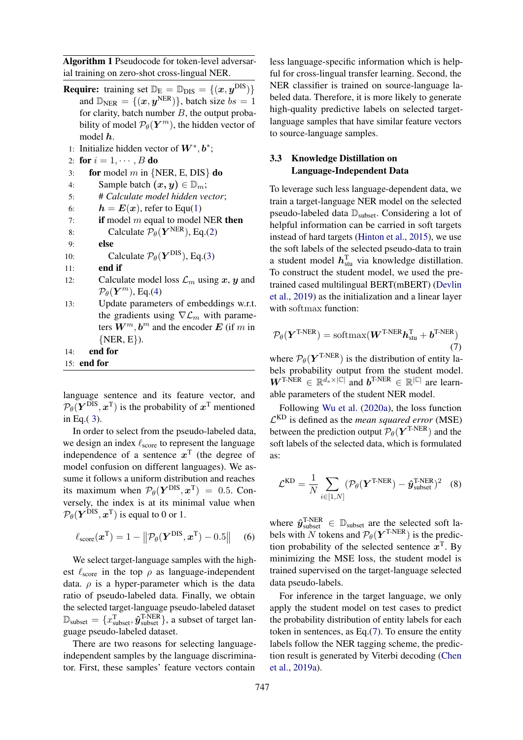**Algorithm 1** Pseudocode for token-level adversarial training on zero-shot cross-lingual NER.

**Require:** training set $\mathbb{D}_{\text{E}} = \mathbb{D}_{\text{DIS}} = \{(\boldsymbol{x}, \boldsymbol{y}^{\text{DIS}})\}$ and $\mathbb{D}_{\text{NER}} = \{(\boldsymbol{x}, \boldsymbol{y}^{\text{NER}})\}$, batch size $bs = 1$ for clarity, batch number $B$, the output probability of model $\mathcal{P}_\theta(\boldsymbol{Y}^m)$, the hidden vector of model $\boldsymbol{h}$.

1: Initialize hidden vector of $\boldsymbol{W}^*, \boldsymbol{b}^*$;
2: **for** $i = 1, \cdots, B$ **do**
3: &nbsp;&nbsp;**for** model $m$ in {NER, E, DIS} **do**
4: &nbsp;&nbsp;&nbsp;&nbsp;Sample batch $(\boldsymbol{x}, \boldsymbol{y}) \in \mathbb{D}_m$;
5: &nbsp;&nbsp;&nbsp;&nbsp;# *Calculate model hidden vector*;
6: &nbsp;&nbsp;&nbsp;&nbsp;$\boldsymbol{h} = \boldsymbol{E}(\boldsymbol{x})$, refer to Equ(1)
7: &nbsp;&nbsp;&nbsp;&nbsp;**if** model $m$ equal to model NER **then**
8: &nbsp;&nbsp;&nbsp;&nbsp;&nbsp;&nbsp;Calculate $\mathcal{P}_\theta(\boldsymbol{Y}^{\text{NER}})$, Eq.(2)
9: &nbsp;&nbsp;&nbsp;&nbsp;**else**
10: &nbsp;&nbsp;&nbsp;&nbsp;&nbsp;&nbsp;Calculate $\mathcal{P}_\theta(\boldsymbol{Y}^{\text{DIS}})$, Eq.(3)
11: &nbsp;&nbsp;&nbsp;&nbsp;**end if**
12: &nbsp;&nbsp;&nbsp;&nbsp;Calculate model loss $\mathcal{L}_m$ using $\boldsymbol{x}$, $\boldsymbol{y}$ and $\mathcal{P}_\theta(\boldsymbol{Y}^m)$, Eq.(4)
13: &nbsp;&nbsp;&nbsp;&nbsp;Update parameters of embeddings w.r.t. the gradients using $\nabla\mathcal{L}_m$ with parameters $\boldsymbol{W}^m, \boldsymbol{b}^m$ and the encoder $\boldsymbol{E}$ (if $m$ in {NER, E}).
14: &nbsp;&nbsp;**end for**
15: **end for**

language sentence and its feature vector, and $\mathcal{P}_\theta(\boldsymbol{Y}^{\text{DIS}}, \boldsymbol{x}^{\text{T}})$ is the probability of $\boldsymbol{x}^{\text{T}}$ mentioned in Eq.( 3).

In order to select from the pseudo-labeled data, we design an index $\ell_{\text{score}}$ to represent the language independence of a sentence $\boldsymbol{x}^{\text{T}}$ (the degree of model confusion on different languages). We assume it follows a uniform distribution and reaches its maximum when $\mathcal{P}_\theta(\boldsymbol{Y}^{\text{DIS}}, \boldsymbol{x}^{\text{T}}) = 0.5$. Conversely, the index is at its minimal value when $\mathcal{P}_\theta(\boldsymbol{Y}^{\text{DIS}}, \boldsymbol{x}^{\text{T}})$ is equal to 0 or 1.

$$\ell_{\text{score}}(\boldsymbol{x}^{\text{T}}) = 1 - \left\| \mathcal{P}_\theta(\boldsymbol{Y}^{\text{DIS}}, \boldsymbol{x}^{\text{T}}) - 0.5 \right\| \quad (6)$$

We select target-language samples with the highest $\ell_{\text{score}}$ in the top $\rho$ as language-independent data. $\rho$ is a hyper-parameter which is the data ratio of pseudo-labeled data. Finally, we obtain the selected target-language pseudo-labeled dataset $\mathbb{D}_{\text{subset}} = \{x^{\text{T}}_{\text{subset}}, \hat{\boldsymbol{y}}^{\text{T-NER}}_{\text{subset}}\}$, a subset of target language pseudo-labeled dataset.

There are two reasons for selecting language-independent samples by the language discriminator. First, these samples' feature vectors contain less language-specific information which is helpful for cross-lingual transfer learning. Second, the NER classifier is trained on source-language labeled data. Therefore, it is more likely to generate high-quality predictive labels on selected target-language samples that have similar feature vectors to source-language samples.

### 3.3 Knowledge Distillation on Language-Independent Data

To leverage such less language-dependent data, we train a target-language NER model on the selected pseudo-labeled data $\mathbb{D}_{\text{subset}}$. Considering a lot of helpful information can be carried in soft targets instead of hard targets (Hinton et al., 2015), we use the soft labels of the selected pseudo-data to train a student model $\boldsymbol{h}^{\text{T}}_{\text{stu}}$ via knowledge distillation. To construct the student model, we used the pre-trained cased multilingual BERT(mBERT) (Devlin et al., 2019) as the initialization and a linear layer with softmax function:

$$\mathcal{P}_\theta(\boldsymbol{Y}^{\text{T-NER}}) = \text{softmax}(\boldsymbol{W}^{\text{T-NER}} \boldsymbol{h}^{\text{T}}_{\text{stu}} + \boldsymbol{b}^{\text{T-NER}}) \quad (7)$$

where $\mathcal{P}_\theta(\boldsymbol{Y}^{\text{T-NER}})$ is the distribution of entity labels probability output from the student model. $\boldsymbol{W}^{\text{T-NER}} \in \mathbb{R}^{d_s \times |\mathbb{C}|}$ and $\boldsymbol{b}^{\text{T-NER}} \in \mathbb{R}^{|\mathbb{C}|}$ are learnable parameters of the student NER model.

Following Wu et al. (2020a), the loss function $\mathcal{L}^{\text{KD}}$ is defined as the *mean squared error* (MSE) between the prediction output $\mathcal{P}_\theta(\boldsymbol{Y}^{\text{T-NER}})$ and the soft labels of the selected data, which is formulated as:

$$\mathcal{L}^{\text{KD}} = \frac{1}{N} \sum_{i \in [1,N]} (\mathcal{P}_\theta(\boldsymbol{Y}^{\text{T-NER}}) - \hat{\boldsymbol{y}}^{\text{T-NER}}_{\text{subset}})^2 \quad (8)$$

where $\hat{\boldsymbol{y}}^{\text{T-NER}}_{\text{subset}} \in \mathbb{D}_{\text{subset}}$ are the selected soft labels with $N$ tokens and $\mathcal{P}_\theta(\boldsymbol{Y}^{\text{T-NER}})$ is the prediction probability of the selected sentence $\boldsymbol{x}^{\text{T}}$. By minimizing the MSE loss, the student model is trained supervised on the target-language selected data pseudo-labels.

For inference in the target language, we only apply the student model on test cases to predict the probability distribution of entity labels for each token in sentences, as Eq.(7). To ensure the entity labels follow the NER tagging scheme, the prediction result is generated by Viterbi decoding (Chen et al., 2019a).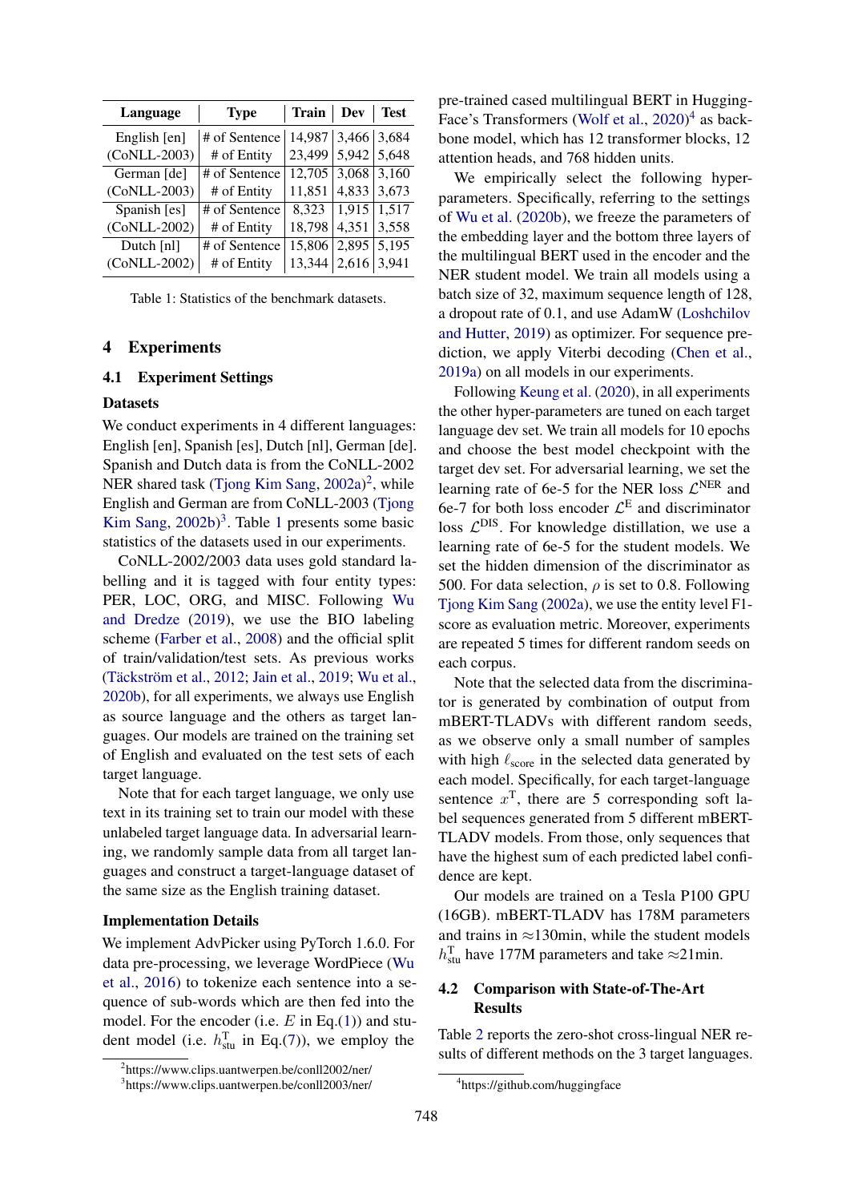| Language | Type | Train | Dev | Test |
|---|---|---|---|---|
| English [en] | # of Sentence | 14,987 | 3,466 | 3,684 |
| (CoNLL-2003) | # of Entity | 23,499 | 5,942 | 5,648 |
| German [de] | # of Sentence | 12,705 | 3,068 | 3,160 |
| (CoNLL-2003) | # of Entity | 11,851 | 4,833 | 3,673 |
| Spanish [es] | # of Sentence | 8,323 | 1,915 | 1,517 |
| (CoNLL-2002) | # of Entity | 18,798 | 4,351 | 3,558 |
| Dutch [nl] | # of Sentence | 15,806 | 2,895 | 5,195 |
| (CoNLL-2002) | # of Entity | 13,344 | 2,616 | 3,941 |

Table 1: Statistics of the benchmark datasets.

## 4 Experiments

### 4.1 Experiment Settings

**Datasets**

We conduct experiments in 4 different languages: English [en], Spanish [es], Dutch [nl], German [de]. Spanish and Dutch data is from the CoNLL-2002 NER shared task (Tjong Kim Sang, 2002a)[2], while English and German are from CoNLL-2003 (Tjong Kim Sang, 2002b)[3]. Table 1 presents some basic statistics of the datasets used in our experiments.

CoNLL-2002/2003 data uses gold standard labelling and it is tagged with four entity types: PER, LOC, ORG, and MISC. Following Wu and Dredze (2019), we use the BIO labeling scheme (Farber et al., 2008) and the official split of train/validation/test sets. As previous works (Täckström et al., 2012; Jain et al., 2019; Wu et al., 2020b), for all experiments, we always use English as source language and the others as target languages. Our models are trained on the training set of English and evaluated on the test sets of each target language.

Note that for each target language, we only use text in its training set to train our model with these unlabeled target language data. In adversarial learning, we randomly sample data from all target languages and construct a target-language dataset of the same size as the English training dataset.

**Implementation Details**

We implement AdvPicker using PyTorch 1.6.0. For data pre-processing, we leverage WordPiece (Wu et al., 2016) to tokenize each sentence into a sequence of sub-words which are then fed into the model. For the encoder (i.e. $E$ in Eq.(1)) and student model (i.e. $h^{\text{T}}_{\text{stu}}$ in Eq.(7)), we employ the pre-trained cased multilingual BERT in HuggingFace's Transformers (Wolf et al., 2020)[4] as backbone model, which has 12 transformer blocks, 12 attention heads, and 768 hidden units.

We empirically select the following hyper-parameters. Specifically, referring to the settings of Wu et al. (2020b), we freeze the parameters of the embedding layer and the bottom three layers of the multilingual BERT used in the encoder and the NER student model. We train all models using a batch size of 32, maximum sequence length of 128, a dropout rate of 0.1, and use AdamW (Loshchilov and Hutter, 2019) as optimizer. For sequence prediction, we apply Viterbi decoding (Chen et al., 2019a) on all models in our experiments.

Following Keung et al. (2020), in all experiments the other hyper-parameters are tuned on each target language dev set. We train all models for 10 epochs and choose the best model checkpoint with the target dev set. For adversarial learning, we set the learning rate of 6e-5 for the NER loss $\mathcal{L}^{\text{NER}}$ and 6e-7 for both loss encoder $\mathcal{L}^{\text{E}}$ and discriminator loss $\mathcal{L}^{\text{DIS}}$. For knowledge distillation, we use a learning rate of 6e-5 for the student models. We set the hidden dimension of the discriminator as 500. For data selection, $\rho$ is set to 0.8. Following Tjong Kim Sang (2002a), we use the entity level F1-score as evaluation metric. Moreover, experiments are repeated 5 times for different random seeds on each corpus.

Note that the selected data from the discriminator is generated by combination of output from mBERT-TLADVs with different random seeds, as we observe only a small number of samples with high $\ell_{\text{score}}$ in the selected data generated by each model. Specifically, for each target-language sentence $x^{\text{T}}$, there are 5 corresponding soft label sequences generated from 5 different mBERT-TLADV models. From those, only sequences that have the highest sum of each predicted label confidence are kept.

Our models are trained on a Tesla P100 GPU (16GB). mBERT-TLADV has 178M parameters and trains in ≈130min, while the student models $h^{\text{T}}_{\text{stu}}$ have 177M parameters and take ≈21min.

### 4.2 Comparison with State-of-The-Art Results

Table 2 reports the zero-shot cross-lingual NER results of different methods on the 3 target languages.

[2] https://www.clips.uantwerpen.be/conll2002/ner/

[3] https://www.clips.uantwerpen.be/conll2003/ner/

[4] https://github.com/huggingface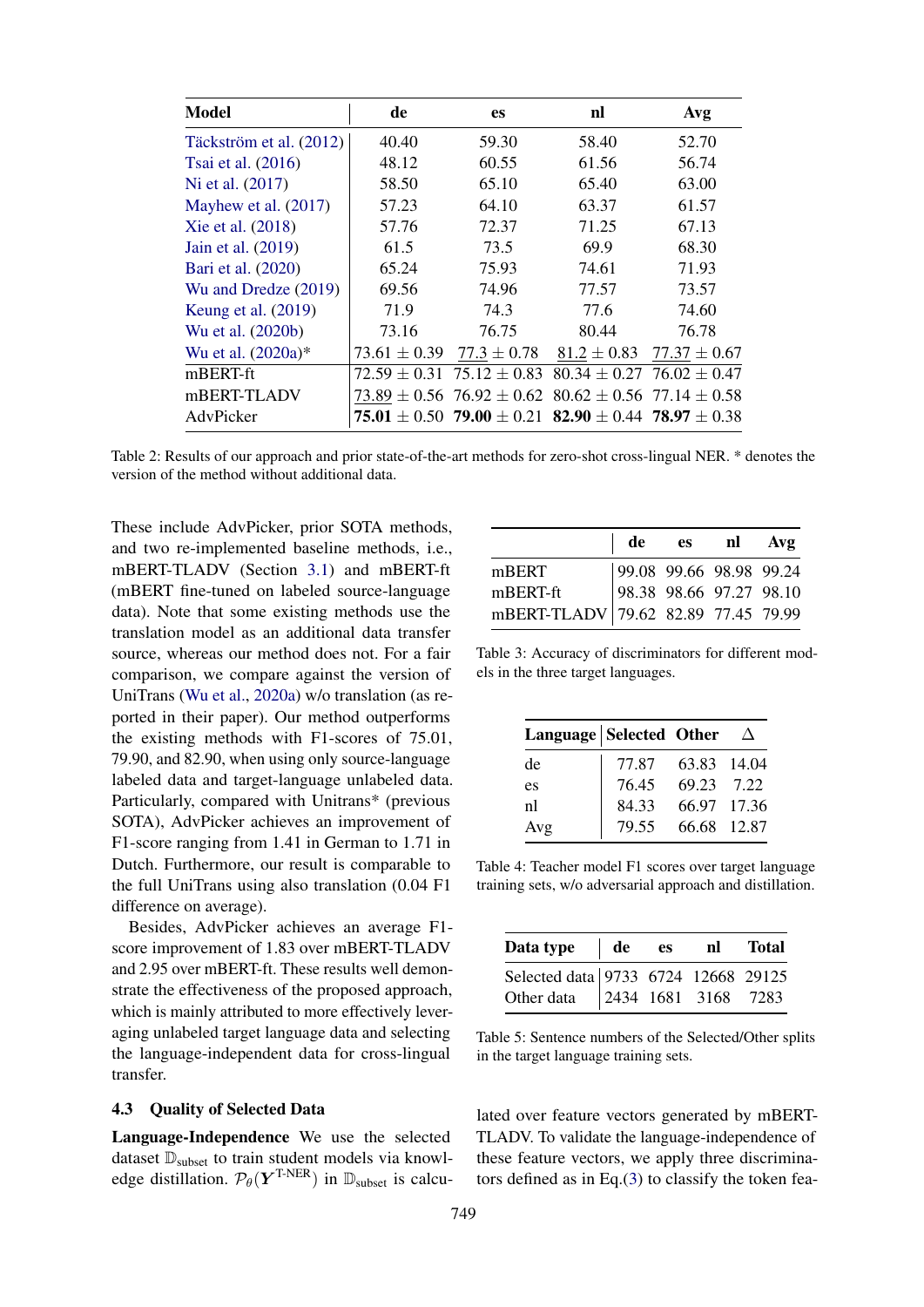| Model | de | es | nl | Avg |
|---|---|---|---|---|
| Täckström et al. (2012) | 40.40 | 59.30 | 58.40 | 52.70 |
| Tsai et al. (2016) | 48.12 | 60.55 | 61.56 | 56.74 |
| Ni et al. (2017) | 58.50 | 65.10 | 65.40 | 63.00 |
| Mayhew et al. (2017) | 57.23 | 64.10 | 63.37 | 61.57 |
| Xie et al. (2018) | 57.76 | 72.37 | 71.25 | 67.13 |
| Jain et al. (2019) | 61.5 | 73.5 | 69.9 | 68.30 |
| Bari et al. (2020) | 65.24 | 75.93 | 74.61 | 71.93 |
| Wu and Dredze (2019) | 69.56 | 74.96 | 77.57 | 73.57 |
| Keung et al. (2019) | 71.9 | 74.3 | 77.6 | 74.60 |
| Wu et al. (2020b) | 73.16 | 76.75 | 80.44 | 76.78 |
| Wu et al. (2020a)* | 73.61 $\pm$ 0.39 | <u>77.3</u> $\pm$ 0.78 | <u>81.2</u> $\pm$ 0.83 | <u>77.37</u> $\pm$ 0.67 |
| mBERT-ft | 72.59 $\pm$ 0.31 | 75.12 $\pm$ 0.83 | 80.34 $\pm$ 0.27 | 76.02 $\pm$ 0.47 |
| mBERT-TLADV | <u>73.89</u> $\pm$ 0.56 | 76.92 $\pm$ 0.62 | 80.62 $\pm$ 0.56 | 77.14 $\pm$ 0.58 |
| AdvPicker | **75.01** $\pm$ 0.50 | **79.00** $\pm$ 0.21 | **82.90** $\pm$ 0.44 | **78.97** $\pm$ 0.38 |

Table 2: Results of our approach and prior state-of-the-art methods for zero-shot cross-lingual NER. * denotes the version of the method without additional data.

These include AdvPicker, prior SOTA methods, and two re-implemented baseline methods, i.e., mBERT-TLADV (Section 3.1) and mBERT-ft (mBERT fine-tuned on labeled source-language data). Note that some existing methods use the translation model as an additional data transfer source, whereas our method does not. For a fair comparison, we compare against the version of UniTrans (Wu et al., 2020a) w/o translation (as reported in their paper). Our method outperforms the existing methods with F1-scores of 75.01, 79.90, and 82.90, when using only source-language labeled data and target-language unlabeled data. Particularly, compared with Unitrans* (previous SOTA), AdvPicker achieves an improvement of F1-score ranging from 1.41 in German to 1.71 in Dutch. Furthermore, our result is comparable to the full UniTrans using also translation (0.04 F1 difference on average).

Besides, AdvPicker achieves an average F1-score improvement of 1.83 over mBERT-TLADV and 2.95 over mBERT-ft. These results well demonstrate the effectiveness of the proposed approach, which is mainly attributed to more effectively leveraging unlabeled target language data and selecting the language-independent data for cross-lingual transfer.

### 4.3 Quality of Selected Data

**Language-Independence** We use the selected dataset $\mathbb{D}_{\text{subset}}$ to train student models via knowledge distillation. $\mathcal{P}_\theta(\boldsymbol{Y}^{\text{T-NER}})$ in $\mathbb{D}_{\text{subset}}$ is calculated over feature vectors generated by mBERT-TLADV. To validate the language-independence of these feature vectors, we apply three discriminators defined as in Eq.(3) to classify the token fea-

| | de | es | nl | Avg |
|---|---|---|---|---|
| mBERT | 99.08 | 99.66 | 98.98 | 99.24 |
| mBERT-ft | 98.38 | 98.66 | 97.27 | 98.10 |
| mBERT-TLADV | 79.62 | 82.89 | 77.45 | 79.99 |

Table 3: Accuracy of discriminators for different models in the three target languages.

| Language | Selected | Other | $\Delta$ |
|---|---|---|---|
| de | 77.87 | 63.83 | 14.04 |
| es | 76.45 | 69.23 | 7.22 |
| nl | 84.33 | 66.97 | 17.36 |
| Avg | 79.55 | 66.68 | 12.87 |

Table 4: Teacher model F1 scores over target language training sets, w/o adversarial approach and distillation.

| Data type | de | es | nl | Total |
|---|---|---|---|---|
| Selected data | 9733 | 6724 | 12668 | 29125 |
| Other data | 2434 | 1681 | 3168 | 7283 |

Table 5: Sentence numbers of the Selected/Other splits in the target language training sets.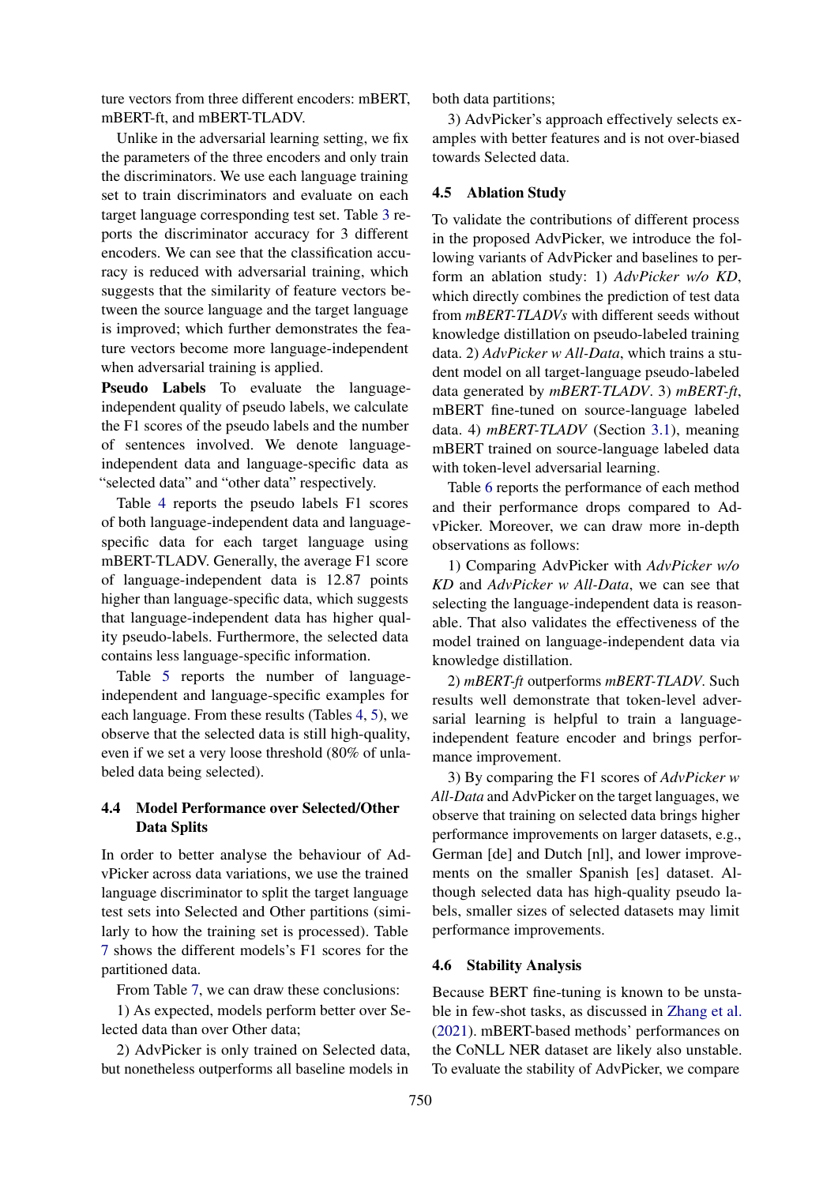ture vectors from three different encoders: mBERT, mBERT-ft, and mBERT-TLADV.

Unlike in the adversarial learning setting, we fix the parameters of the three encoders and only train the discriminators. We use each language training set to train discriminators and evaluate on each target language corresponding test set. Table 3 reports the discriminator accuracy for 3 different encoders. We can see that the classification accuracy is reduced with adversarial training, which suggests that the similarity of feature vectors between the source language and the target language is improved; which further demonstrates the feature vectors become more language-independent when adversarial training is applied.

**Pseudo Labels** To evaluate the language-independent quality of pseudo labels, we calculate the F1 scores of the pseudo labels and the number of sentences involved. We denote language-independent data and language-specific data as "selected data" and "other data" respectively.

Table 4 reports the pseudo labels F1 scores of both language-independent data and language-specific data for each target language using mBERT-TLADV. Generally, the average F1 score of language-independent data is 12.87 points higher than language-specific data, which suggests that language-independent data has higher quality pseudo-labels. Furthermore, the selected data contains less language-specific information.

Table 5 reports the number of language-independent and language-specific examples for each language. From these results (Tables 4, 5), we observe that the selected data is still high-quality, even if we set a very loose threshold (80% of unlabeled data being selected).

### 4.4 Model Performance over Selected/Other Data Splits

In order to better analyse the behaviour of AdvPicker across data variations, we use the trained language discriminator to split the target language test sets into Selected and Other partitions (similarly to how the training set is processed). Table 7 shows the different models's F1 scores for the partitioned data.

From Table 7, we can draw these conclusions:

1) As expected, models perform better over Selected data than over Other data;

2) AdvPicker is only trained on Selected data, but nonetheless outperforms all baseline models in both data partitions;

3) AdvPicker's approach effectively selects examples with better features and is not over-biased towards Selected data.

### 4.5 Ablation Study

To validate the contributions of different process in the proposed AdvPicker, we introduce the following variants of AdvPicker and baselines to perform an ablation study: 1) *AdvPicker w/o KD*, which directly combines the prediction of test data from *mBERT-TLADVs* with different seeds without knowledge distillation on pseudo-labeled training data. 2) *AdvPicker w All-Data*, which trains a student model on all target-language pseudo-labeled data generated by *mBERT-TLADV*. 3) *mBERT-ft*, mBERT fine-tuned on source-language labeled data. 4) *mBERT-TLADV* (Section 3.1), meaning mBERT trained on source-language labeled data with token-level adversarial learning.

Table 6 reports the performance of each method and their performance drops compared to AdvPicker. Moreover, we can draw more in-depth observations as follows:

1) Comparing AdvPicker with *AdvPicker w/o KD* and *AdvPicker w All-Data*, we can see that selecting the language-independent data is reasonable. That also validates the effectiveness of the model trained on language-independent data via knowledge distillation.

2) *mBERT-ft* outperforms *mBERT-TLADV*. Such results well demonstrate that token-level adversarial learning is helpful to train a language-independent feature encoder and brings performance improvement.

3) By comparing the F1 scores of *AdvPicker w All-Data* and AdvPicker on the target languages, we observe that training on selected data brings higher performance improvements on larger datasets, e.g., German [de] and Dutch [nl], and lower improvements on the smaller Spanish [es] dataset. Although selected data has high-quality pseudo labels, smaller sizes of selected datasets may limit performance improvements.

### 4.6 Stability Analysis

Because BERT fine-tuning is known to be unstable in few-shot tasks, as discussed in Zhang et al. (2021). mBERT-based methods' performances on the CoNLL NER dataset are likely also unstable. To evaluate the stability of AdvPicker, we compare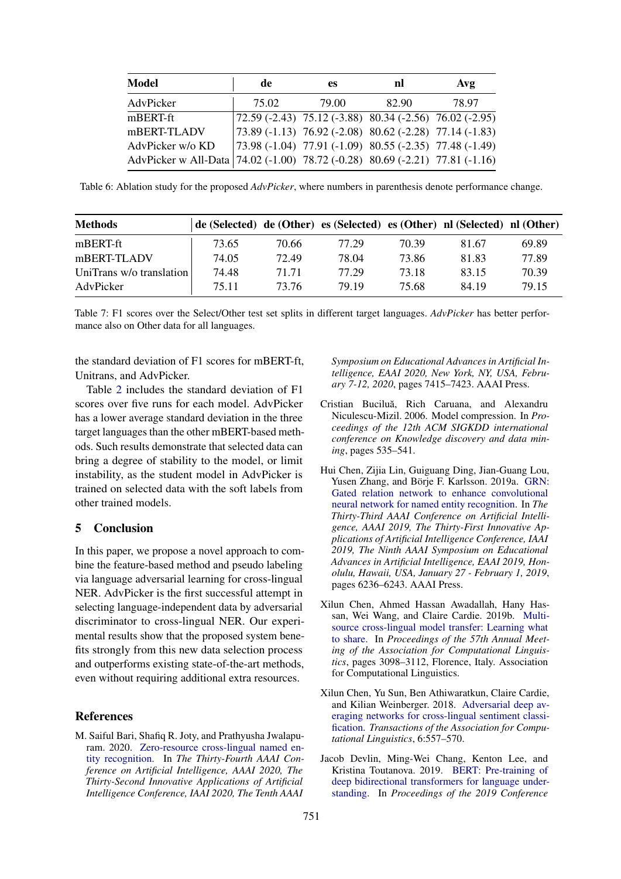| Model | de | es | nl | Avg |
|---|---|---|---|---|
| AdvPicker | 75.02 | 79.00 | 82.90 | 78.97 |
| mBERT-ft | 72.59 (-2.43) | 75.12 (-3.88) | 80.34 (-2.56) | 76.02 (-2.95) |
| mBERT-TLADV | 73.89 (-1.13) | 76.92 (-2.08) | 80.62 (-2.28) | 77.14 (-1.83) |
| AdvPicker w/o KD | 73.98 (-1.04) | 77.91 (-1.09) | 80.55 (-2.35) | 77.48 (-1.49) |
| AdvPicker w All-Data | 74.02 (-1.00) | 78.72 (-0.28) | 80.69 (-2.21) | 77.81 (-1.16) |

Table 6: Ablation study for the proposed *AdvPicker*, where numbers in parenthesis denote performance change.

| Methods | de (Selected) | de (Other) | es (Selected) | es (Other) | nl (Selected) | nl (Other) |
|---|---|---|---|---|---|---|
| mBERT-ft | 73.65 | 70.66 | 77.29 | 70.39 | 81.67 | 69.89 |
| mBERT-TLADV | 74.05 | 72.49 | 78.04 | 73.86 | 81.83 | 77.89 |
| UniTrans w/o translation | 74.48 | 71.71 | 77.29 | 73.18 | 83.15 | 70.39 |
| AdvPicker | 75.11 | 73.76 | 79.19 | 75.68 | 84.19 | 79.15 |

Table 7: F1 scores over the Select/Other test set splits in different target languages. *AdvPicker* has better performance also on Other data for all languages.

the standard deviation of F1 scores for mBERT-ft, Unitrans, and AdvPicker.

Table 2 includes the standard deviation of F1 scores over five runs for each model. AdvPicker has a lower average standard deviation in the three target languages than the other mBERT-based methods. Such results demonstrate that selected data can bring a degree of stability to the model, or limit instability, as the student model in AdvPicker is trained on selected data with the soft labels from other trained models.

## 5 Conclusion

In this paper, we propose a novel approach to combine the feature-based method and pseudo labeling via language adversarial learning for cross-lingual NER. AdvPicker is the first successful attempt in selecting language-independent data by adversarial discriminator to cross-lingual NER. Our experimental results show that the proposed system benefits strongly from this new data selection process and outperforms existing state-of-the-art methods, even without requiring additional extra resources.

## References

M. Saiful Bari, Shafiq R. Joty, and Prathyusha Jwalapuram. 2020. Zero-resource cross-lingual named entity recognition. In *The Thirty-Fourth AAAI Conference on Artificial Intelligence, AAAI 2020, The Thirty-Second Innovative Applications of Artificial Intelligence Conference, IAAI 2020, The Tenth AAAI Symposium on Educational Advances in Artificial Intelligence, EAAI 2020, New York, NY, USA, February 7-12, 2020*, pages 7415–7423. AAAI Press.

Cristian Buciluă, Rich Caruana, and Alexandru Niculescu-Mizil. 2006. Model compression. In *Proceedings of the 12th ACM SIGKDD international conference on Knowledge discovery and data mining*, pages 535–541.

Hui Chen, Zijia Lin, Guiguang Ding, Jian-Guang Lou, Yusen Zhang, and Börje F. Karlsson. 2019a. GRN: Gated relation network to enhance convolutional neural network for named entity recognition. In *The Thirty-Third AAAI Conference on Artificial Intelligence, AAAI 2019, The Thirty-First Innovative Applications of Artificial Intelligence Conference, IAAI 2019, The Ninth AAAI Symposium on Educational Advances in Artificial Intelligence, EAAI 2019, Honolulu, Hawaii, USA, January 27 - February 1, 2019*, pages 6236–6243. AAAI Press.

Xilun Chen, Ahmed Hassan Awadallah, Hany Hassan, Wei Wang, and Claire Cardie. 2019b. Multi-source cross-lingual model transfer: Learning what to share. In *Proceedings of the 57th Annual Meeting of the Association for Computational Linguistics*, pages 3098–3112, Florence, Italy. Association for Computational Linguistics.

Xilun Chen, Yu Sun, Ben Athiwaratkun, Claire Cardie, and Kilian Weinberger. 2018. Adversarial deep averaging networks for cross-lingual sentiment classification. *Transactions of the Association for Computational Linguistics*, 6:557–570.

Jacob Devlin, Ming-Wei Chang, Kenton Lee, and Kristina Toutanova. 2019. BERT: Pre-training of deep bidirectional transformers for language understanding. In *Proceedings of the 2019 Conference*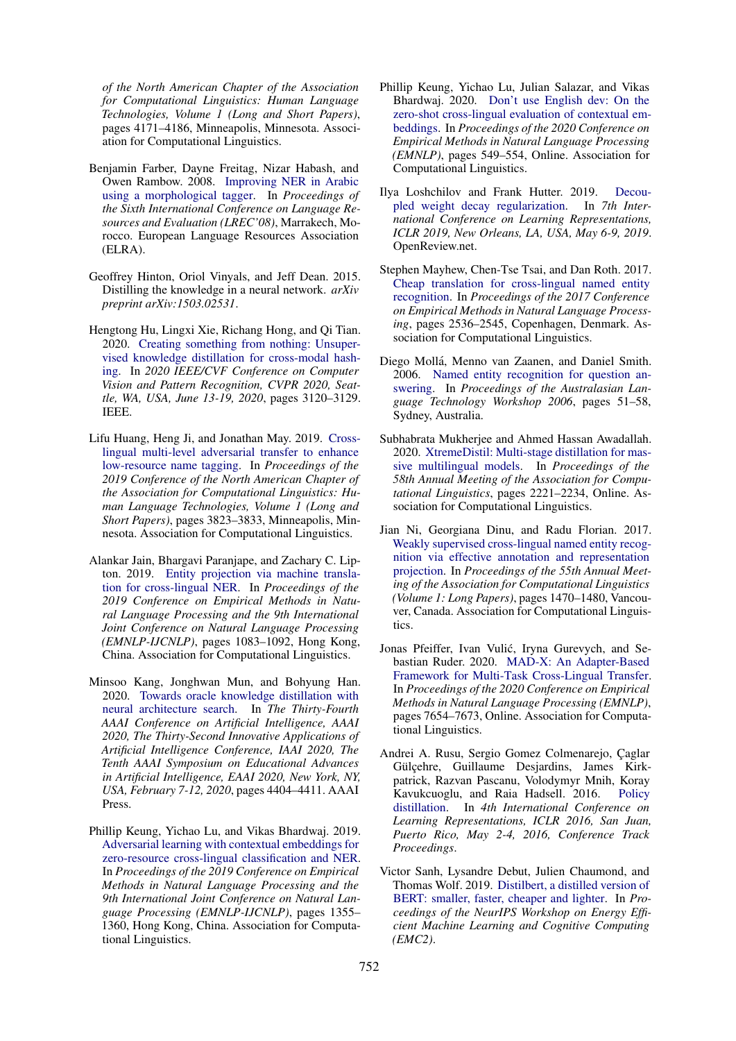of the North American Chapter of the Association for Computational Linguistics: Human Language Technologies, Volume 1 (Long and Short Papers)*, pages 4171–4186, Minneapolis, Minnesota. Association for Computational Linguistics.

Benjamin Farber, Dayne Freitag, Nizar Habash, and Owen Rambow. 2008. Improving NER in Arabic using a morphological tagger. In *Proceedings of the Sixth International Conference on Language Resources and Evaluation (LREC'08)*, Marrakech, Morocco. European Language Resources Association (ELRA).

Geoffrey Hinton, Oriol Vinyals, and Jeff Dean. 2015. Distilling the knowledge in a neural network. *arXiv preprint arXiv:1503.02531*.

Hengtong Hu, Lingxi Xie, Richang Hong, and Qi Tian. 2020. Creating something from nothing: Unsupervised knowledge distillation for cross-modal hashing. In *2020 IEEE/CVF Conference on Computer Vision and Pattern Recognition, CVPR 2020, Seattle, WA, USA, June 13-19, 2020*, pages 3120–3129. IEEE.

Lifu Huang, Heng Ji, and Jonathan May. 2019. Cross-lingual multi-level adversarial transfer to enhance low-resource name tagging. In *Proceedings of the 2019 Conference of the North American Chapter of the Association for Computational Linguistics: Human Language Technologies, Volume 1 (Long and Short Papers)*, pages 3823–3833, Minneapolis, Minnesota. Association for Computational Linguistics.

Alankar Jain, Bhargavi Paranjape, and Zachary C. Lipton. 2019. Entity projection via machine translation for cross-lingual NER. In *Proceedings of the 2019 Conference on Empirical Methods in Natural Language Processing and the 9th International Joint Conference on Natural Language Processing (EMNLP-IJCNLP)*, pages 1083–1092, Hong Kong, China. Association for Computational Linguistics.

Minsoo Kang, Jonghwan Mun, and Bohyung Han. 2020. Towards oracle knowledge distillation with neural architecture search. In *The Thirty-Fourth AAAI Conference on Artificial Intelligence, AAAI 2020, The Thirty-Second Innovative Applications of Artificial Intelligence Conference, IAAI 2020, The Tenth AAAI Symposium on Educational Advances in Artificial Intelligence, EAAI 2020, New York, NY, USA, February 7-12, 2020*, pages 4404–4411. AAAI Press.

Phillip Keung, Yichao Lu, and Vikas Bhardwaj. 2019. Adversarial learning with contextual embeddings for zero-resource cross-lingual classification and NER. In *Proceedings of the 2019 Conference on Empirical Methods in Natural Language Processing and the 9th International Joint Conference on Natural Language Processing (EMNLP-IJCNLP)*, pages 1355–1360, Hong Kong, China. Association for Computational Linguistics.

Phillip Keung, Yichao Lu, Julian Salazar, and Vikas Bhardwaj. 2020. Don't use English dev: On the zero-shot cross-lingual evaluation of contextual embeddings. In *Proceedings of the 2020 Conference on Empirical Methods in Natural Language Processing (EMNLP)*, pages 549–554, Online. Association for Computational Linguistics.

Ilya Loshchilov and Frank Hutter. 2019. Decoupled weight decay regularization. In *7th International Conference on Learning Representations, ICLR 2019, New Orleans, LA, USA, May 6-9, 2019*. OpenReview.net.

Stephen Mayhew, Chen-Tse Tsai, and Dan Roth. 2017. Cheap translation for cross-lingual named entity recognition. In *Proceedings of the 2017 Conference on Empirical Methods in Natural Language Processing*, pages 2536–2545, Copenhagen, Denmark. Association for Computational Linguistics.

Diego Mollá, Menno van Zaanen, and Daniel Smith. 2006. Named entity recognition for question answering. In *Proceedings of the Australasian Language Technology Workshop 2006*, pages 51–58, Sydney, Australia.

Subhabrata Mukherjee and Ahmed Hassan Awadallah. 2020. XtremeDistil: Multi-stage distillation for massive multilingual models. In *Proceedings of the 58th Annual Meeting of the Association for Computational Linguistics*, pages 2221–2234, Online. Association for Computational Linguistics.

Jian Ni, Georgiana Dinu, and Radu Florian. 2017. Weakly supervised cross-lingual named entity recognition via effective annotation and representation projection. In *Proceedings of the 55th Annual Meeting of the Association for Computational Linguistics (Volume 1: Long Papers)*, pages 1470–1480, Vancouver, Canada. Association for Computational Linguistics.

Jonas Pfeiffer, Ivan Vulić, Iryna Gurevych, and Sebastian Ruder. 2020. MAD-X: An Adapter-Based Framework for Multi-Task Cross-Lingual Transfer. In *Proceedings of the 2020 Conference on Empirical Methods in Natural Language Processing (EMNLP)*, pages 7654–7673, Online. Association for Computational Linguistics.

Andrei A. Rusu, Sergio Gomez Colmenarejo, Çaglar Gülçehre, Guillaume Desjardins, James Kirkpatrick, Razvan Pascanu, Volodymyr Mnih, Koray Kavukcuoglu, and Raia Hadsell. 2016. Policy distillation. In *4th International Conference on Learning Representations, ICLR 2016, San Juan, Puerto Rico, May 2-4, 2016, Conference Track Proceedings*.

Victor Sanh, Lysandre Debut, Julien Chaumond, and Thomas Wolf. 2019. Distilbert, a distilled version of BERT: smaller, faster, cheaper and lighter. In *Proceedings of the NeurIPS Workshop on Energy Efficient Machine Learning and Cognitive Computing (EMC2)*.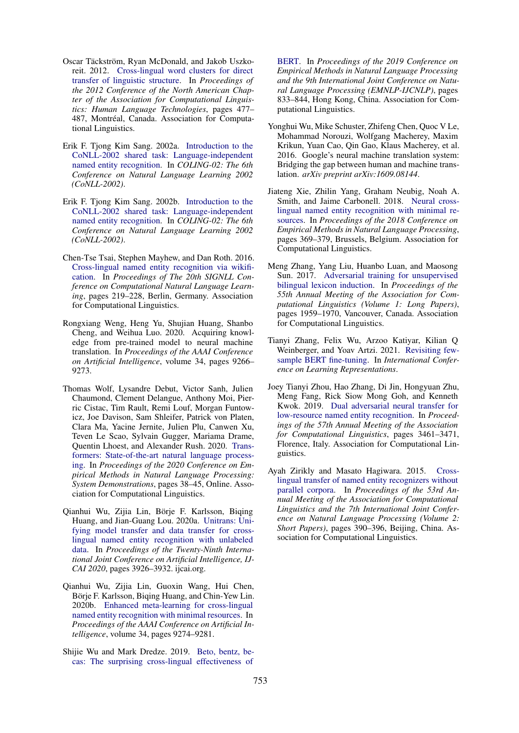Oscar Täckström, Ryan McDonald, and Jakob Uszkoreit. 2012. Cross-lingual word clusters for direct transfer of linguistic structure. In *Proceedings of the 2012 Conference of the North American Chapter of the Association for Computational Linguistics: Human Language Technologies*, pages 477–487, Montréal, Canada. Association for Computational Linguistics.

Erik F. Tjong Kim Sang. 2002a. Introduction to the CoNLL-2002 shared task: Language-independent named entity recognition. In *COLING-02: The 6th Conference on Natural Language Learning 2002 (CoNLL-2002)*.

Erik F. Tjong Kim Sang. 2002b. Introduction to the CoNLL-2002 shared task: Language-independent named entity recognition. In *COLING-02: The 6th Conference on Natural Language Learning 2002 (CoNLL-2002)*.

Chen-Tse Tsai, Stephen Mayhew, and Dan Roth. 2016. Cross-lingual named entity recognition via wikification. In *Proceedings of The 20th SIGNLL Conference on Computational Natural Language Learning*, pages 219–228, Berlin, Germany. Association for Computational Linguistics.

Rongxiang Weng, Heng Yu, Shujian Huang, Shanbo Cheng, and Weihua Luo. 2020. Acquiring knowledge from pre-trained model to neural machine translation. In *Proceedings of the AAAI Conference on Artificial Intelligence*, volume 34, pages 9266–9273.

Thomas Wolf, Lysandre Debut, Victor Sanh, Julien Chaumond, Clement Delangue, Anthony Moi, Pierric Cistac, Tim Rault, Remi Louf, Morgan Funtowicz, Joe Davison, Sam Shleifer, Patrick von Platen, Clara Ma, Yacine Jernite, Julien Plu, Canwen Xu, Teven Le Scao, Sylvain Gugger, Mariama Drame, Quentin Lhoest, and Alexander Rush. 2020. Transformers: State-of-the-art natural language processing. In *Proceedings of the 2020 Conference on Empirical Methods in Natural Language Processing: System Demonstrations*, pages 38–45, Online. Association for Computational Linguistics.

Qianhui Wu, Zijia Lin, Börje F. Karlsson, Biqing Huang, and Jian-Guang Lou. 2020a. Unitrans: Unifying model transfer and data transfer for cross-lingual named entity recognition with unlabeled data. In *Proceedings of the Twenty-Ninth International Joint Conference on Artificial Intelligence, IJCAI 2020*, pages 3926–3932. ijcai.org.

Qianhui Wu, Zijia Lin, Guoxin Wang, Hui Chen, Börje F. Karlsson, Biqing Huang, and Chin-Yew Lin. 2020b. Enhanced meta-learning for cross-lingual named entity recognition with minimal resources. In *Proceedings of the AAAI Conference on Artificial Intelligence*, volume 34, pages 9274–9281.

Shijie Wu and Mark Dredze. 2019. Beto, bentz, becas: The surprising cross-lingual effectiveness of BERT. In *Proceedings of the 2019 Conference on Empirical Methods in Natural Language Processing and the 9th International Joint Conference on Natural Language Processing (EMNLP-IJCNLP)*, pages 833–844, Hong Kong, China. Association for Computational Linguistics.

Yonghui Wu, Mike Schuster, Zhifeng Chen, Quoc V Le, Mohammad Norouzi, Wolfgang Macherey, Maxim Krikun, Yuan Cao, Qin Gao, Klaus Macherey, et al. 2016. Google's neural machine translation system: Bridging the gap between human and machine translation. *arXiv preprint arXiv:1609.08144*.

Jiateng Xie, Zhilin Yang, Graham Neubig, Noah A. Smith, and Jaime Carbonell. 2018. Neural cross-lingual named entity recognition with minimal resources. In *Proceedings of the 2018 Conference on Empirical Methods in Natural Language Processing*, pages 369–379, Brussels, Belgium. Association for Computational Linguistics.

Meng Zhang, Yang Liu, Huanbo Luan, and Maosong Sun. 2017. Adversarial training for unsupervised bilingual lexicon induction. In *Proceedings of the 55th Annual Meeting of the Association for Computational Linguistics (Volume 1: Long Papers)*, pages 1959–1970, Vancouver, Canada. Association for Computational Linguistics.

Tianyi Zhang, Felix Wu, Arzoo Katiyar, Kilian Q Weinberger, and Yoav Artzi. 2021. Revisiting few-sample BERT fine-tuning. In *International Conference on Learning Representations*.

Joey Tianyi Zhou, Hao Zhang, Di Jin, Hongyuan Zhu, Meng Fang, Rick Siow Mong Goh, and Kenneth Kwok. 2019. Dual adversarial neural transfer for low-resource named entity recognition. In *Proceedings of the 57th Annual Meeting of the Association for Computational Linguistics*, pages 3461–3471, Florence, Italy. Association for Computational Linguistics.

Ayah Zirikly and Masato Hagiwara. 2015. Cross-lingual transfer of named entity recognizers without parallel corpora. In *Proceedings of the 53rd Annual Meeting of the Association for Computational Linguistics and the 7th International Joint Conference on Natural Language Processing (Volume 2: Short Papers)*, pages 390–396, Beijing, China. Association for Computational Linguistics.